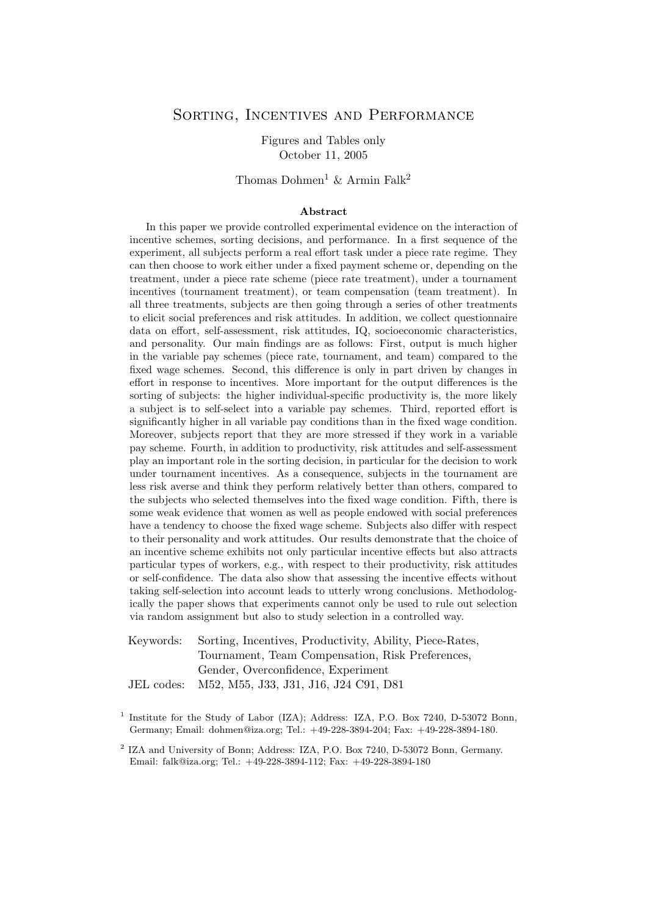# Sorting, Incentives and Performance

Figures and Tables only
October 11, 2005

Thomas Dohmen[1] & Armin Falk[2]

### Abstract

In this paper we provide controlled experimental evidence on the interaction of incentive schemes, sorting decisions, and performance. In a first sequence of the experiment, all subjects perform a real effort task under a piece rate regime. They can then choose to work either under a fixed payment scheme or, depending on the treatment, under a piece rate scheme (piece rate treatment), under a tournament incentives (tournament treatment), or team compensation (team treatment). In all three treatments, subjects are then going through a series of other treatments to elicit social preferences and risk attitudes. In addition, we collect questionnaire data on effort, self-assessment, risk attitudes, IQ, socioeconomic characteristics, and personality. Our main findings are as follows: First, output is much higher in the variable pay schemes (piece rate, tournament, and team) compared to the fixed wage schemes. Second, this difference is only in part driven by changes in effort in response to incentives. More important for the output differences is the sorting of subjects: the higher individual-specific productivity is, the more likely a subject is to self-select into a variable pay schemes. Third, reported effort is significantly higher in all variable pay conditions than in the fixed wage condition. Moreover, subjects report that they are more stressed if they work in a variable pay scheme. Fourth, in addition to productivity, risk attitudes and self-assessment play an important role in the sorting decision, in particular for the decision to work under tournament incentives. As a consequence, subjects in the tournament are less risk averse and think they perform relatively better than others, compared to the subjects who selected themselves into the fixed wage condition. Fifth, there is some weak evidence that women as well as people endowed with social preferences have a tendency to choose the fixed wage scheme. Subjects also differ with respect to their personality and work attitudes. Our results demonstrate that the choice of an incentive scheme exhibits not only particular incentive effects but also attracts particular types of workers, e.g., with respect to their productivity, risk attitudes or self-confidence. The data also show that assessing the incentive effects without taking self-selection into account leads to utterly wrong conclusions. Methodologically the paper shows that experiments cannot only be used to rule out selection via random assignment but also to study selection in a controlled way.

Keywords: Sorting, Incentives, Productivity, Ability, Piece-Rates, Tournament, Team Compensation, Risk Preferences, Gender, Overconfidence, Experiment

JEL codes: M52, M55, J33, J31, J16, J24 C91, D81

[1] Institute for the Study of Labor (IZA); Address: IZA, P.O. Box 7240, D-53072 Bonn, Germany; Email: dohmen@iza.org; Tel.: +49-228-3894-204; Fax: +49-228-3894-180.

[2] IZA and University of Bonn; Address: IZA, P.O. Box 7240, D-53072 Bonn, Germany. Email: falk@iza.org; Tel.: +49-228-3894-112; Fax: +49-228-3894-180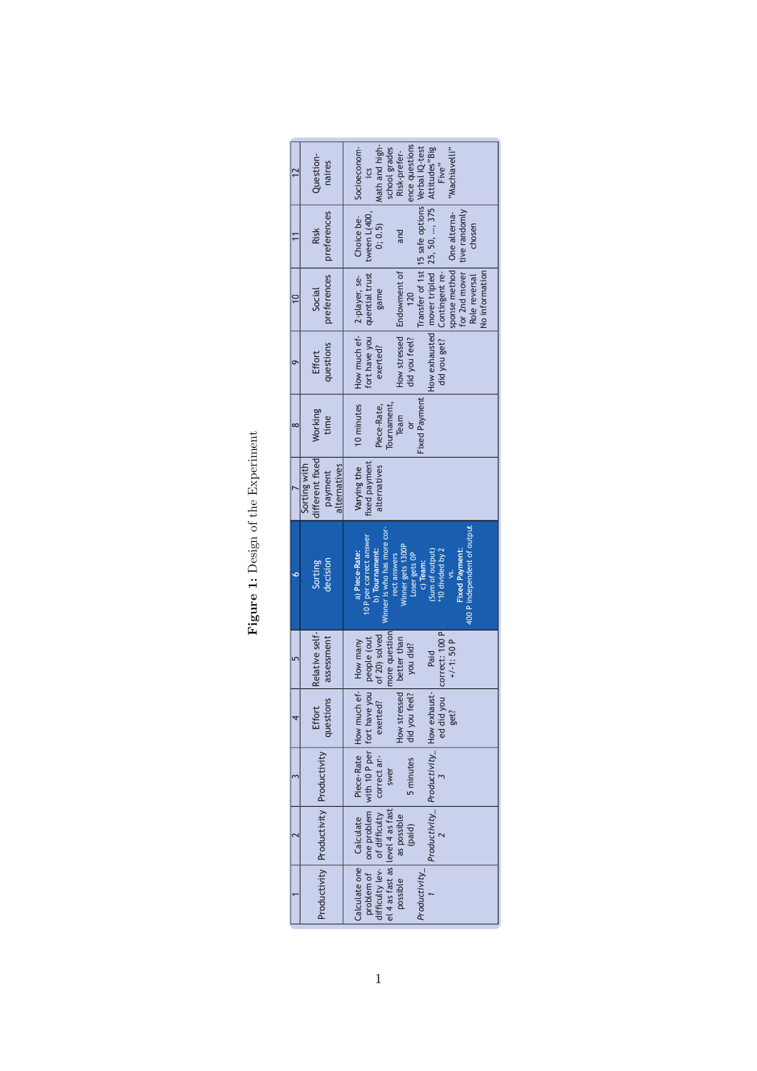**Figure 1:** Design of the Experiment

| 1 | 2 | 3 | 4 | 5 | 6 | 7 | 8 | 9 | 10 | 11 | 12 |
|---|---|---|---|---|---|---|---|---|---|---|---|
| Productivity | Productivity | Productivity | Effort questions | Relative self-assessment | Sorting decision | Sorting with different fixed payment alternatives | Working time | Effort questions | Social preferences | Risk preferences | Questionnaires |
| Calculate one problem of difficulty level 4 as fast as possible<br>*Productivity_1* | Calculate one problem of difficulty level 4 as fast as possible (paid)<br>*Productivity_2* | Piece-Rate with 10 P per correct answer<br>5 minutes<br>*Productivity_3* | How much effort have you exerted?<br>How stressed did you feel?<br>How exhausted did you get? | How many people (out of 20) solved more questions better than you did?<br>Paid correct: 100 P<br>+/-1: 50 P | a) **Piece-Rate:** 10 P per correct answer<br>b) **Tournament:** Winner is who has more correct answers<br>Winner gets 1300P<br>Loser gets 0P<br>c) **Team:** (Sum of output) *10 divided by 2<br>vs.<br>**Fixed Payment:** 400 P independent of output | Varying the fixed payment alternatives | 10 minutes<br>Piece-Rate, Tournament, Team or Fixed Payment | How much effort have you exerted?<br>How stressed did you feel?<br>How exhausted did you get? | 2-player, sequential trust game<br>Endowment of 120<br>Transfer of 1st mover tripled<br>Contingent response method for 2nd mover<br>Role reversal<br>No information | Choice between L(400, 0; 0.5)<br>and<br>15 safe options 25, 50, ..., 375<br>One alternative randomly chosen | Socioeconomics<br>Math and high-school grades<br>Risk-preference questions<br>Verbal IQ-test<br>Attitudes"Big Five"<br>"Machiavelli" |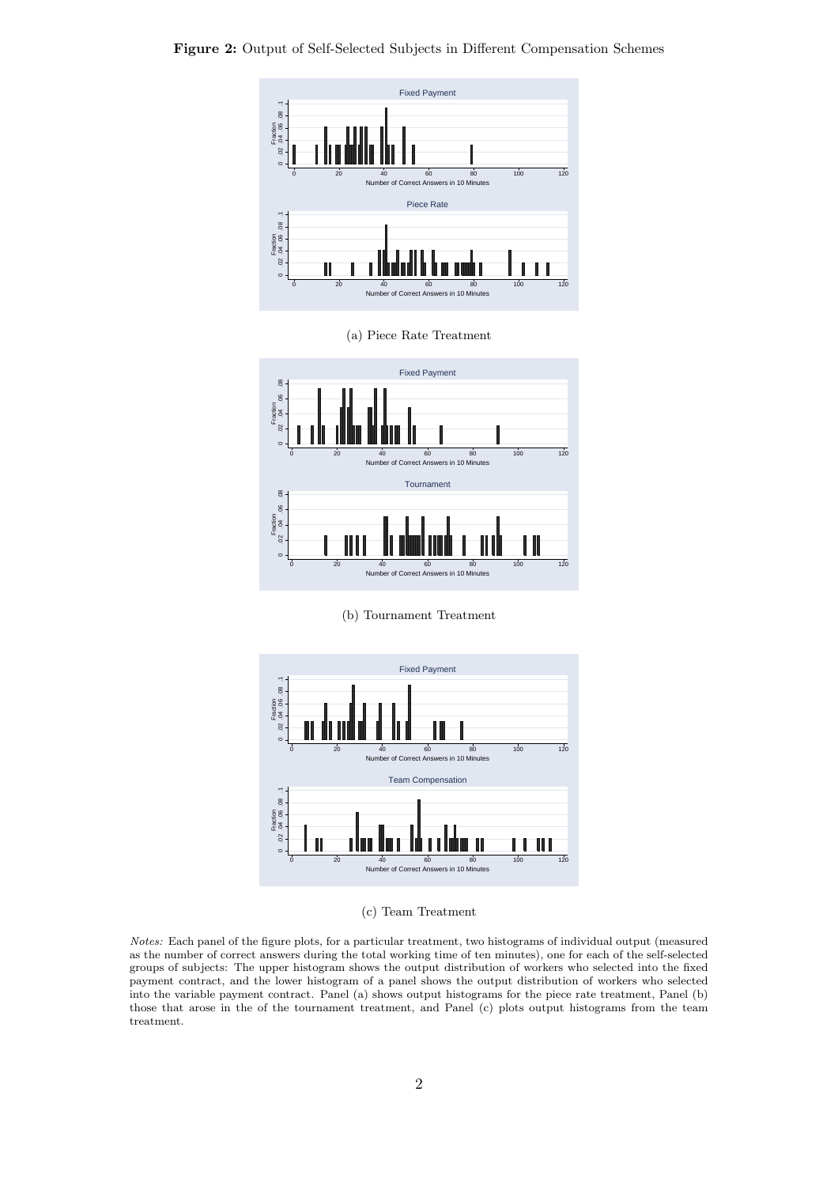**Figure 2:** Output of Self-Selected Subjects in Different Compensation Schemes

(a) Piece Rate Treatment

(b) Tournament Treatment

(c) Team Treatment

*Notes:* Each panel of the figure plots, for a particular treatment, two histograms of individual output (measured as the number of correct answers during the total working time of ten minutes), one for each of the self-selected groups of subjects: The upper histogram shows the output distribution of workers who selected into the fixed payment contract, and the lower histogram of a panel shows the output distribution of workers who selected into the variable payment contract. Panel (a) shows output histograms for the piece rate treatment, Panel (b) those that arose in the of the tournament treatment, and Panel (c) plots output histograms from the team treatment.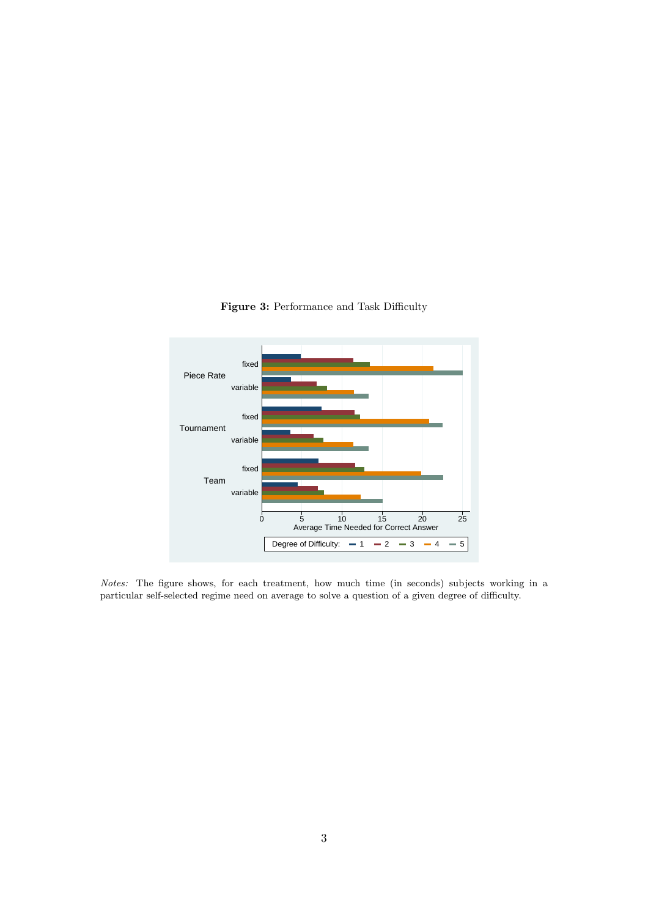**Figure 3:** Performance and Task Difficulty

*Notes:* The figure shows, for each treatment, how much time (in seconds) subjects working in a particular self-selected regime need on average to solve a question of a given degree of difficulty.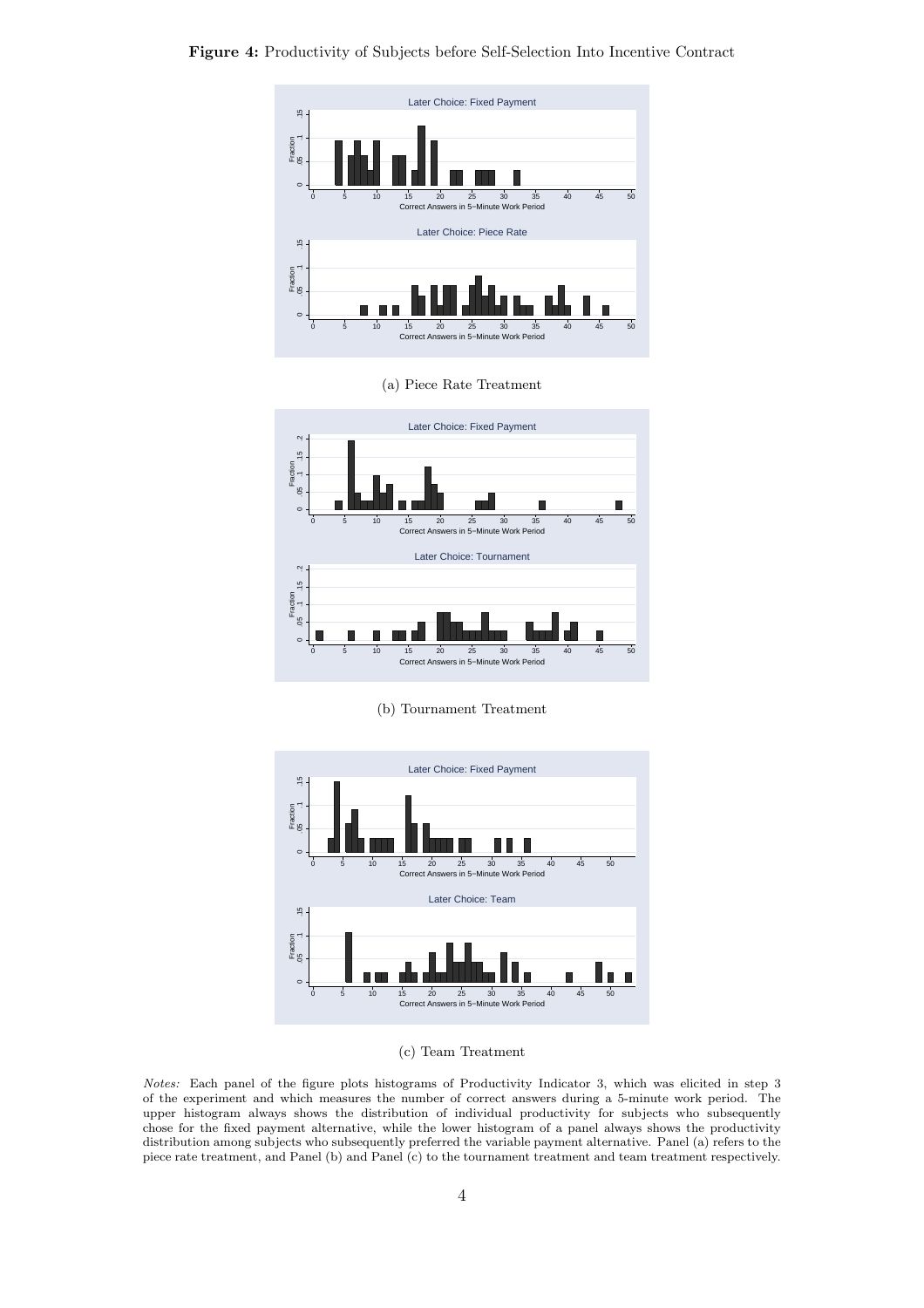**Figure 4:** Productivity of Subjects before Self-Selection Into Incentive Contract

(a) Piece Rate Treatment

(b) Tournament Treatment

(c) Team Treatment

*Notes:* Each panel of the figure plots histograms of Productivity Indicator 3, which was elicited in step 3 of the experiment and which measures the number of correct answers during a 5-minute work period. The upper histogram always shows the distribution of individual productivity for subjects who subsequently chose for the fixed payment alternative, while the lower histogram of a panel always shows the productivity distribution among subjects who subsequently preferred the variable payment alternative. Panel (a) refers to the piece rate treatment, and Panel (b) and Panel (c) to the tournament treatment and team treatment respectively.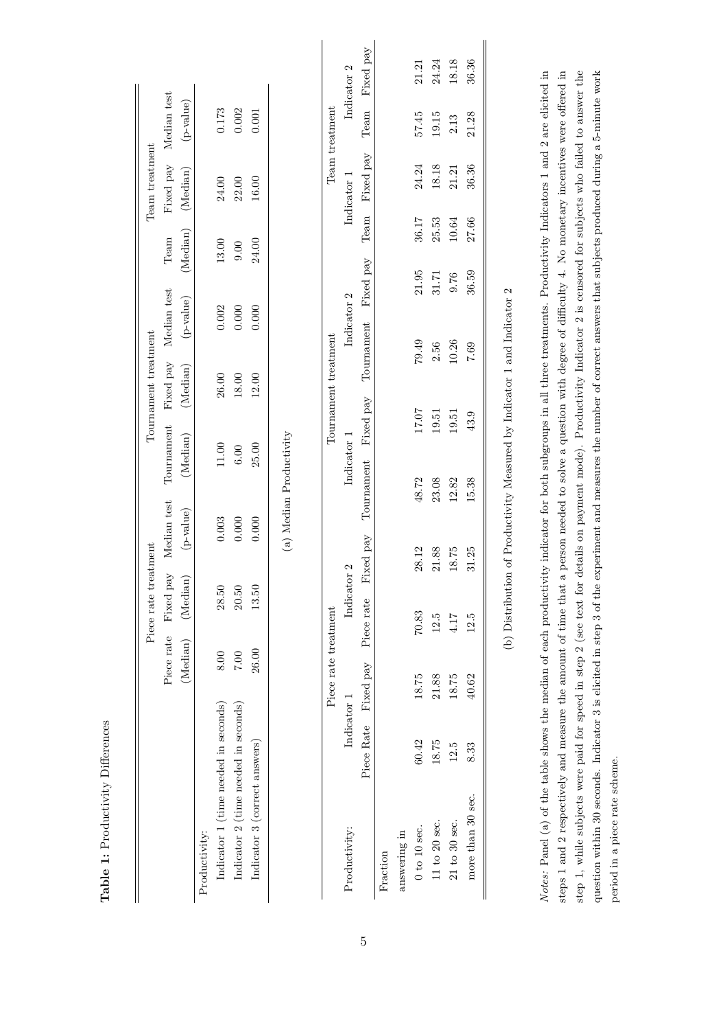**Table 1:** Productivity Differences

| | Piece rate treatment | | | Tournament treatment | | | Team treatment | | |
|---|---|---|---|---|---|---|---|---|---|
| | Piece rate (Median) | Fixed pay (Median) | Median test (p-value) | Tournament (Median) | Fixed pay (Median) | Median test (p-value) | Team (Median) | Fixed pay (Median) | Median test (p-value) |
| Productivity: | | | | | | | | | |
| Indicator 1 (time needed in seconds) | 8.00 | 28.50 | 0.003 | 11.00 | 26.00 | 0.002 | 13.00 | 24.00 | 0.173 |
| Indicator 2 (time needed in seconds) | 7.00 | 20.50 | 0.000 | 6.00 | 18.00 | 0.000 | 9.00 | 22.00 | 0.002 |
| Indicator 3 (correct answers) | 26.00 | 13.50 | 0.000 | 25.00 | 12.00 | 0.000 | 24.00 | 16.00 | 0.001 |

(a) Median Productivity

| Productivity: | Piece rate treatment | | | | Tournament treatment | | | | Team treatment | | | |
|---|---|---|---|---|---|---|---|---|---|---|---|---|
| | Indicator 1 | | Indicator 2 | | Indicator 1 | | Indicator 2 | | Indicator 1 | | Indicator 2 | |
| | Piece Rate | Fixed pay | Piece rate | Fixed pay | Tournament | Fixed pay | Tournament | Fixed pay | Team | Fixed pay | Team | Fixed pay |
| Fraction answering in | | | | | | | | | | | | |
| 0 to 10 sec. | 60.42 | 18.75 | 70.83 | 28.12 | 48.72 | 17.07 | 79.49 | 21.95 | 36.17 | 24.24 | 57.45 | 21.21 |
| 11 to 20 sec. | 18.75 | 21.88 | 12.5 | 21.88 | 23.08 | 19.51 | 2.56 | 31.71 | 25.53 | 18.18 | 19.15 | 24.24 |
| 21 to 30 sec. | 12.5 | 18.75 | 4.17 | 18.75 | 12.82 | 19.51 | 10.26 | 9.76 | 10.64 | 21.21 | 2.13 | 18.18 |
| more than 30 sec. | 8.33 | 40.62 | 12.5 | 31.25 | 15.38 | 43.9 | 7.69 | 36.59 | 27.66 | 36.36 | 21.28 | 36.36 |

(b) Distribution of Productivity Measured by Indicator 1 and Indicator 2

*Notes:* Panel (a) of the table shows the median of each productivity indicator for both subgroups in all three treatments. Productivity Indicators 1 and 2 are elicited in steps 1 and 2 respectively and measure the amount of time that a person needed to solve a question with degree of difficulty 4. No monetary incentives were offered in step 1, while subjects were paid for speed in step 2 (see text for details on payment mode). Productivity Indicator 2 is censored for subjects who failed to answer the question within 30 seconds. Indicator 3 is elicited in step 3 of the experiment and measures the number of correct answers that subjects produced during a 5-minute work period in a piece rate scheme.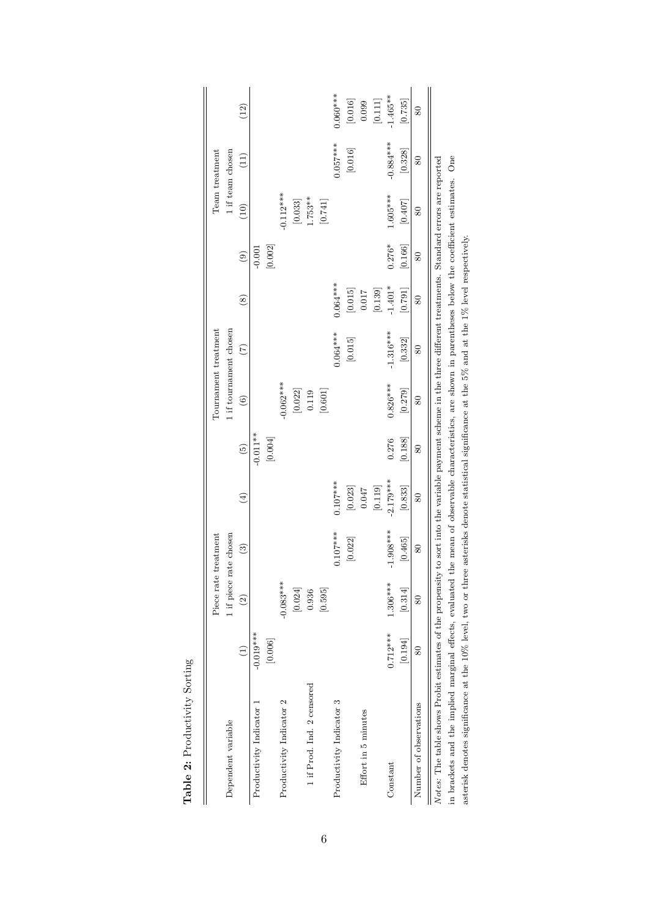**Table 2:** Productivity Sorting

| Dependent variable | Piece rate treatment | | | | Tournament treatment | | | | Team treatment | | | |
|---|---|---|---|---|---|---|---|---|---|---|---|---|
| | 1 if piece rate chosen | | | | 1 if tournament chosen | | | | 1 if team chosen | | | |
| | (1) | (2) | (3) | (4) | (5) | (6) | (7) | (8) | (9) | (10) | (11) | (12) |
| Productivity Indicator 1 | -0.019*** | | | | -0.011** | | | | -0.001 | | | |
| | [0.006] | | | | [0.004] | | | | [0.002] | | | |
| Productivity Indicator 2 | | -0.083*** | | | | -0.062*** | | | | -0.112*** | | |
| | | [0.024] | | | | [0.022] | | | | [0.033] | | |
| 1 if Prod. Ind. 2 censored | | 0.936 | | | | 0.119 | | | | 1.753** | | |
| | | [0.595] | | | | [0.601] | | | | [0.741] | | |
| Productivity Indicator 3 | | | 0.107*** | 0.107*** | | | 0.064*** | 0.064*** | | | 0.057*** | 0.060*** |
| | | | [0.022] | [0.023] | | | [0.015] | [0.015] | | | [0.016] | [0.016] |
| Effort in 5 minutes | | | | 0.047 | | | | 0.017 | | | | 0.099 |
| | | | | [0.119] | | | | [0.139] | | | | [0.111] |
| Constant | 0.712*** | 1.306*** | -1.908*** | -2.179*** | 0.276 | 0.826*** | -1.316*** | -1.401* | 0.276* | 1.605*** | -0.884*** | -1.465** |
| | [0.194] | [0.314] | [0.465] | [0.833] | [0.188] | [0.279] | [0.332] | [0.791] | [0.166] | [0.407] | [0.328] | [0.735] |
| Number of observations | 80 | 80 | 80 | 80 | 80 | 80 | 80 | 80 | 80 | 80 | 80 | 80 |

*Notes:* The table shows Probit estimates of the propensity to sort into the variable payment scheme in the three different treatments. Standard errors are reported in brackets and the implied marginal effects, evaluated the mean of observable characteristics, are shown in parentheses below the coefficient estimates. One asterisk denotes significance at the 10% level, two or three asterisks denote statistical significance at the 5% and at the 1% level respectively.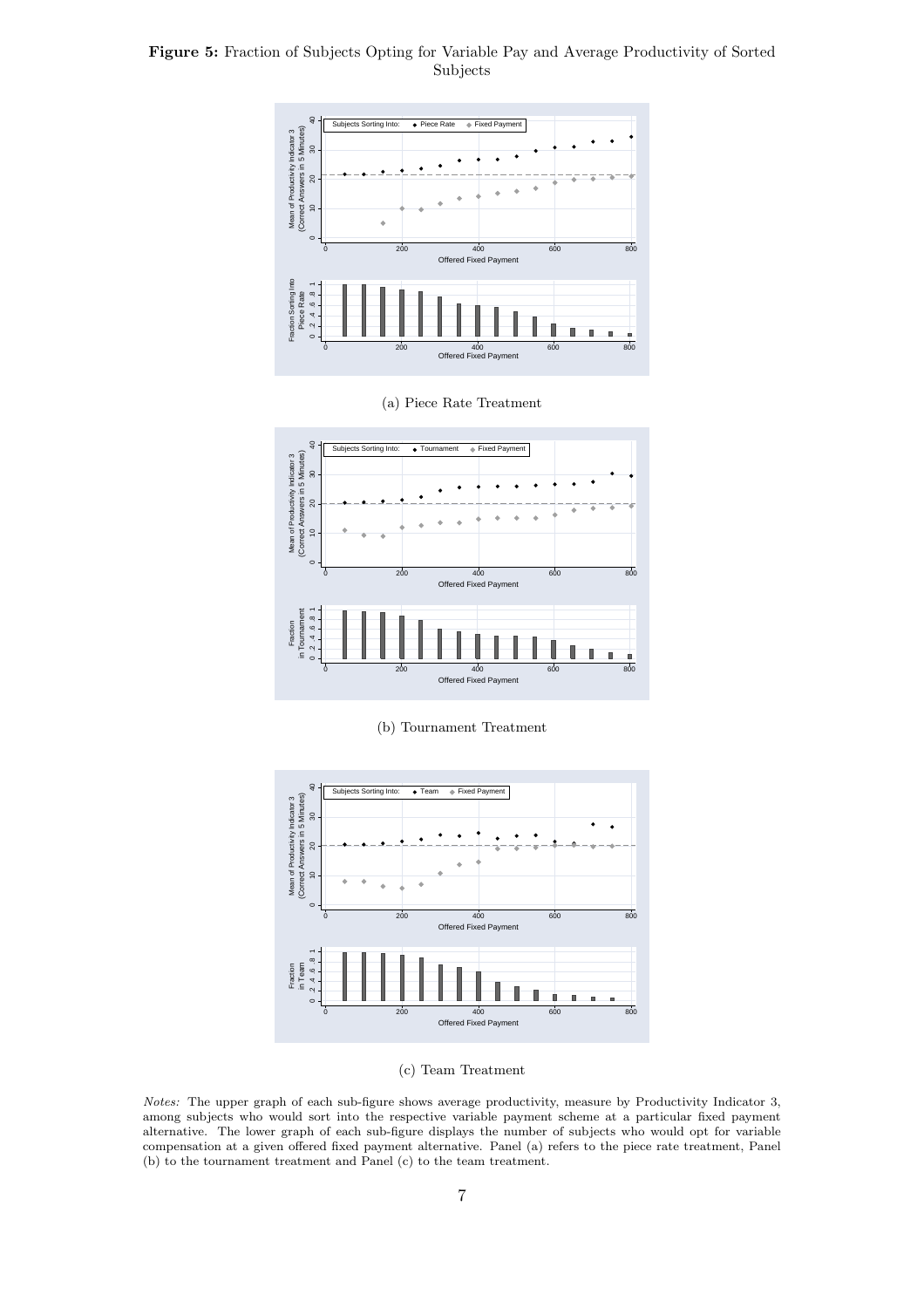**Figure 5:** Fraction of Subjects Opting for Variable Pay and Average Productivity of Sorted Subjects

(a) Piece Rate Treatment

(b) Tournament Treatment

(c) Team Treatment

*Notes:* The upper graph of each sub-figure shows average productivity, measure by Productivity Indicator 3, among subjects who would sort into the respective variable payment scheme at a particular fixed payment alternative. The lower graph of each sub-figure displays the number of subjects who would opt for variable compensation at a given offered fixed payment alternative. Panel (a) refers to the piece rate treatment, Panel (b) to the tournament treatment and Panel (c) to the team treatment.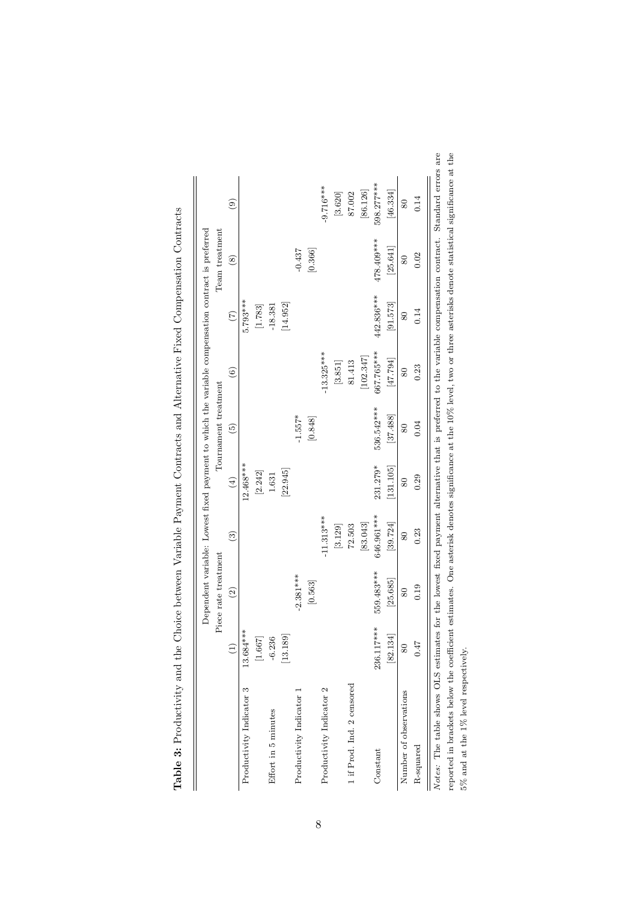**Table 3:** Productivity and the Choice between Variable Payment Contracts and Alternative Fixed Compensation Contracts

| | Dependent variable: Lowest fixed payment to which the variable compensation contract is preferred | | | | | | | | |
|---|---|---|---|---|---|---|---|---|---|
| | Piece rate treatment | | | Tournament treatment | | | Team treatment | | |
| | (1) | (2) | (3) | (4) | (5) | (6) | (7) | (8) | (9) |
| Productivity Indicator 3 | 13.684*** | | | 12.468*** | | | 5.793*** | | |
| | [1.667] | | | [2.242] | | | [1.783] | | |
| Effort in 5 minutes | -6.236 | | | 1.631 | | | -18.381 | | |
| | [13.189] | | | [22.945] | | | [14.952] | | |
| Productivity Indicator 1 | | -2.381*** | | | -1.557* | | | -0.437 | |
| | | [0.563] | | | [0.848] | | | [0.366] | |
| Productivity Indicator 2 | | | -11.313*** | | | -13.325*** | | | -9.716*** |
| | | | [3.129] | | | [3.851] | | | [3.620] |
| 1 if Prod. Ind. 2 censored | | | 72.503 | | | 81.413 | | | 87.002 |
| | | | [83.043] | | | [102.347] | | | [86.126] |
| Constant | 236.117*** | 559.483*** | 646.961*** | 231.279* | 536.542*** | 667.765*** | 442.836*** | 478.409*** | 598.277*** |
| | [82.134] | [25.685] | [39.724] | [131.105] | [37.488] | [47.794] | [91.573] | [25.641] | [46.334] |
| Number of observations | 80 | 80 | 80 | 80 | 80 | 80 | 80 | 80 | 80 |
| R-squared | 0.47 | 0.19 | 0.23 | 0.29 | 0.04 | 0.23 | 0.14 | 0.02 | 0.14 |

*Notes:* The table shows OLS estimates for the lowest fixed payment alternative that is preferred to the variable compensation contract. Standard errors are reported in brackets below the coefficient estimates. One asterisk denotes significance at the 10% level, two or three asterisks denote statistical significance at the 5% and at the 1% level respectively.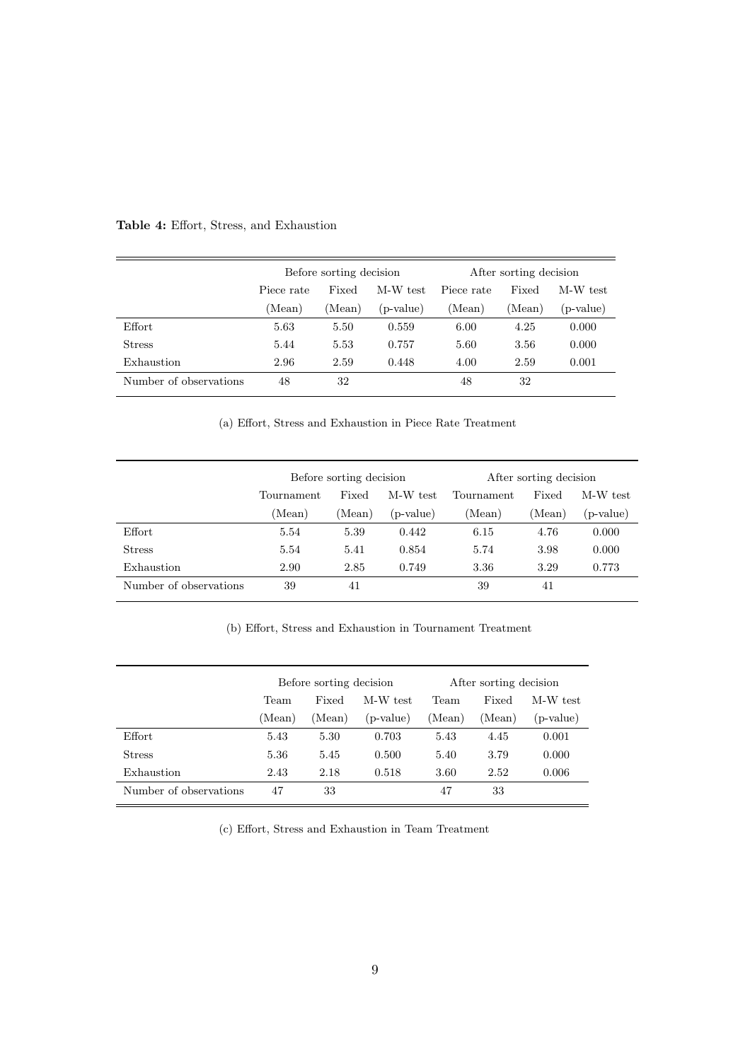**Table 4:** Effort, Stress, and Exhaustion

| | Before sorting decision | | | After sorting decision | | |
|---|---|---|---|---|---|---|
| | Piece rate (Mean) | Fixed (Mean) | M-W test (p-value) | Piece rate (Mean) | Fixed (Mean) | M-W test (p-value) |
| Effort | 5.63 | 5.50 | 0.559 | 6.00 | 4.25 | 0.000 |
| Stress | 5.44 | 5.53 | 0.757 | 5.60 | 3.56 | 0.000 |
| Exhaustion | 2.96 | 2.59 | 0.448 | 4.00 | 2.59 | 0.001 |
| Number of observations | 48 | 32 | | 48 | 32 | |

(a) Effort, Stress and Exhaustion in Piece Rate Treatment

| | Before sorting decision | | | After sorting decision | | |
|---|---|---|---|---|---|---|
| | Tournament (Mean) | Fixed (Mean) | M-W test (p-value) | Tournament (Mean) | Fixed (Mean) | M-W test (p-value) |
| Effort | 5.54 | 5.39 | 0.442 | 6.15 | 4.76 | 0.000 |
| Stress | 5.54 | 5.41 | 0.854 | 5.74 | 3.98 | 0.000 |
| Exhaustion | 2.90 | 2.85 | 0.749 | 3.36 | 3.29 | 0.773 |
| Number of observations | 39 | 41 | | 39 | 41 | |

(b) Effort, Stress and Exhaustion in Tournament Treatment

| | Before sorting decision | | | After sorting decision | | |
|---|---|---|---|---|---|---|
| | Team (Mean) | Fixed (Mean) | M-W test (p-value) | Team (Mean) | Fixed (Mean) | M-W test (p-value) |
| Effort | 5.43 | 5.30 | 0.703 | 5.43 | 4.45 | 0.001 |
| Stress | 5.36 | 5.45 | 0.500 | 5.40 | 3.79 | 0.000 |
| Exhaustion | 2.43 | 2.18 | 0.518 | 3.60 | 2.52 | 0.006 |
| Number of observations | 47 | 33 | | 47 | 33 | |

(c) Effort, Stress and Exhaustion in Team Treatment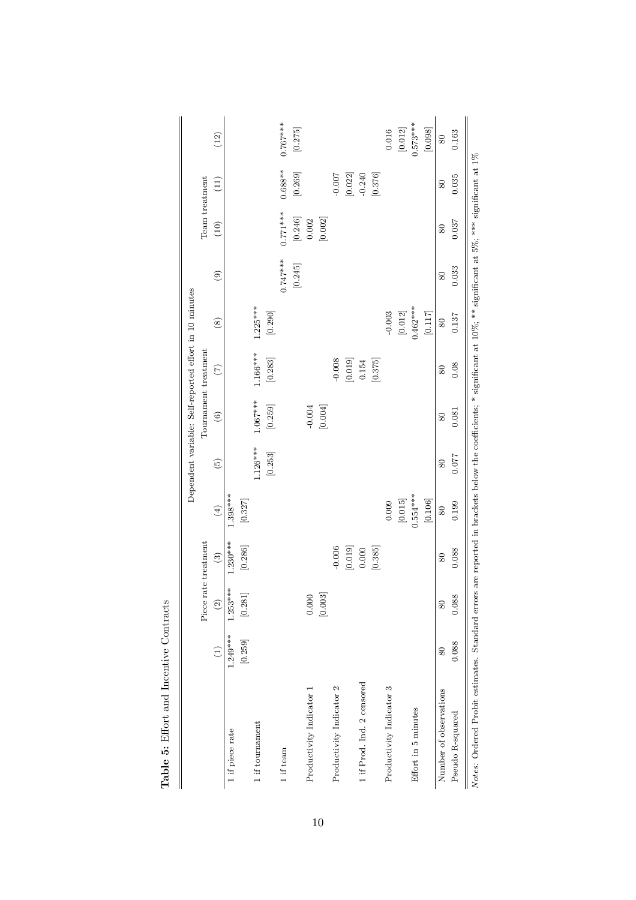**Table 5:** Effort and Incentive Contracts

| | Dependent variable: Self-reported effort in 10 minutes | | | | | | | | | | | |
|---|---|---|---|---|---|---|---|---|---|---|---|---|
| | Piece rate treatment | | | | Tournament treatment | | | | Team treatment | | | |
| | (1) | (2) | (3) | (4) | (5) | (6) | (7) | (8) | (9) | (10) | (11) | (12) |
| 1 if piece rate | 1.249*** | 1.253*** | 1.230*** | 1.398*** | | | | | | | | |
| | [0.259] | [0.281] | [0.286] | [0.327] | | | | | | | | |
| 1 if tournament | | | | | 1.126*** | 1.067*** | 1.166*** | 1.225*** | | | | |
| | | | | | [0.253] | [0.259] | [0.283] | [0.290] | | | | |
| 1 if team | | | | | | | | | 0.747*** | 0.771*** | 0.688** | 0.767*** |
| | | | | | | | | | [0.245] | [0.246] | [0.269] | [0.275] |
| Productivity Indicator 1 | | 0.000 | | | | -0.004 | | | | 0.002 | | |
| | | [0.003] | | | | [0.004] | | | | [0.002] | | |
| Productivity Indicator 2 | | | -0.006 | | | | -0.008 | | | | -0.007 | |
| | | | [0.019] | | | | [0.019] | | | | [0.022] | |
| 1 if Prod. Ind. 2 censored | | | 0.000 | | | | 0.154 | | | | -0.240 | |
| | | | [0.385] | | | | [0.375] | | | | [0.376] | |
| Productivity Indicator 3 | | | | 0.009 | | | | -0.003 | | | | 0.016 |
| | | | | [0.015] | | | | [0.012] | | | | [0.012] |
| Effort in 5 minutes | | | | 0.554*** | | | | 0.462*** | | | | 0.573*** |
| | | | | [0.106] | | | | [0.117] | | | | [0.098] |
| Number of observations | 80 | 80 | 80 | 80 | 80 | 80 | 80 | 80 | 80 | 80 | 80 | 80 |
| Pseudo R-squared | 0.088 | 0.088 | 0.088 | 0.199 | 0.077 | 0.081 | 0.08 | 0.137 | 0.033 | 0.037 | 0.035 | 0.163 |

*Notes:* Ordered Probit estimates. Standard errors are reported in brackets below the coefficients; * significant at 10%; ** significant at 5%; *** significant at 1%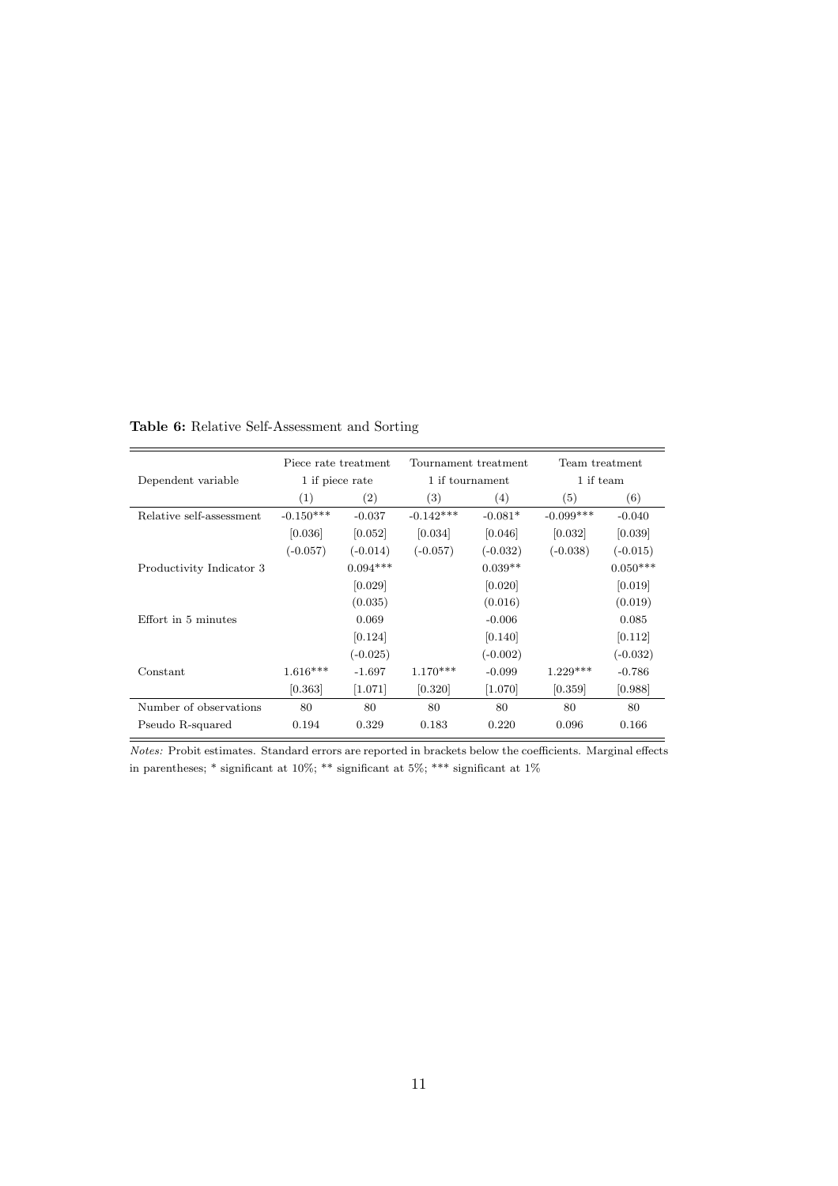**Table 6:** Relative Self-Assessment and Sorting

| | Piece rate treatment | | Tournament treatment | | Team treatment | |
|---|---|---|---|---|---|---|
| Dependent variable | 1 if piece rate | | 1 if tournament | | 1 if team | |
| | (1) | (2) | (3) | (4) | (5) | (6) |
| Relative self-assessment | -0.150*** | -0.037 | -0.142*** | -0.081* | -0.099*** | -0.040 |
| | [0.036] | [0.052] | [0.034] | [0.046] | [0.032] | [0.039] |
| | (-0.057) | (-0.014) | (-0.057) | (-0.032) | (-0.038) | (-0.015) |
| Productivity Indicator 3 | | 0.094*** | | 0.039** | | 0.050*** |
| | | [0.029] | | [0.020] | | [0.019] |
| | | (0.035) | | (0.016) | | (0.019) |
| Effort in 5 minutes | | 0.069 | | -0.006 | | 0.085 |
| | | [0.124] | | [0.140] | | [0.112] |
| | | (-0.025) | | (-0.002) | | (-0.032) |
| Constant | 1.616*** | -1.697 | 1.170*** | -0.099 | 1.229*** | -0.786 |
| | [0.363] | [1.071] | [0.320] | [1.070] | [0.359] | [0.988] |
| Number of observations | 80 | 80 | 80 | 80 | 80 | 80 |
| Pseudo R-squared | 0.194 | 0.329 | 0.183 | 0.220 | 0.096 | 0.166 |

*Notes:* Probit estimates. Standard errors are reported in brackets below the coefficients. Marginal effects in parentheses; * significant at 10%; ** significant at 5%; *** significant at 1%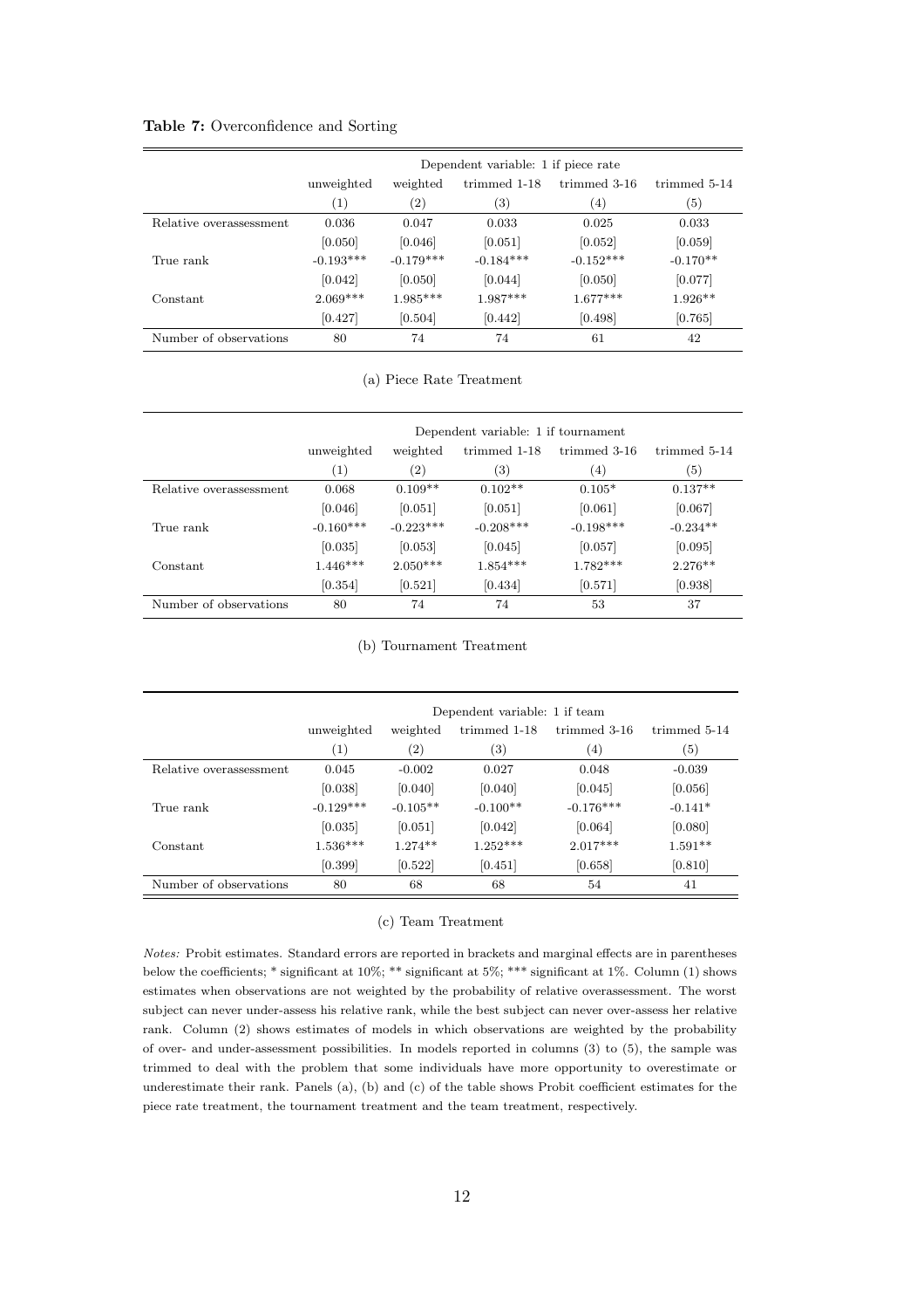**Table 7:** Overconfidence and Sorting

| | Dependent variable: 1 if piece rate | | | | |
|---|---|---|---|---|---|
| | unweighted | weighted | trimmed 1-18 | trimmed 3-16 | trimmed 5-14 |
| | (1) | (2) | (3) | (4) | (5) |
| Relative overassessment | 0.036 | 0.047 | 0.033 | 0.025 | 0.033 |
| | [0.050] | [0.046] | [0.051] | [0.052] | [0.059] |
| True rank | -0.193*** | -0.179*** | -0.184*** | -0.152*** | -0.170** |
| | [0.042] | [0.050] | [0.044] | [0.050] | [0.077] |
| Constant | 2.069*** | 1.985*** | 1.987*** | 1.677*** | 1.926** |
| | [0.427] | [0.504] | [0.442] | [0.498] | [0.765] |
| Number of observations | 80 | 74 | 74 | 61 | 42 |

(a) Piece Rate Treatment

| | Dependent variable: 1 if tournament | | | | |
|---|---|---|---|---|---|
| | unweighted | weighted | trimmed 1-18 | trimmed 3-16 | trimmed 5-14 |
| | (1) | (2) | (3) | (4) | (5) |
| Relative overassessment | 0.068 | 0.109** | 0.102** | 0.105* | 0.137** |
| | [0.046] | [0.051] | [0.051] | [0.061] | [0.067] |
| True rank | -0.160*** | -0.223*** | -0.208*** | -0.198*** | -0.234** |
| | [0.035] | [0.053] | [0.045] | [0.057] | [0.095] |
| Constant | 1.446*** | 2.050*** | 1.854*** | 1.782*** | 2.276** |
| | [0.354] | [0.521] | [0.434] | [0.571] | [0.938] |
| Number of observations | 80 | 74 | 74 | 53 | 37 |

(b) Tournament Treatment

| | Dependent variable: 1 if team | | | | |
|---|---|---|---|---|---|
| | unweighted | weighted | trimmed 1-18 | trimmed 3-16 | trimmed 5-14 |
| | (1) | (2) | (3) | (4) | (5) |
| Relative overassessment | 0.045 | -0.002 | 0.027 | 0.048 | -0.039 |
| | [0.038] | [0.040] | [0.040] | [0.045] | [0.056] |
| True rank | -0.129*** | -0.105** | -0.100** | -0.176*** | -0.141* |
| | [0.035] | [0.051] | [0.042] | [0.064] | [0.080] |
| Constant | 1.536*** | 1.274** | 1.252*** | 2.017*** | 1.591** |
| | [0.399] | [0.522] | [0.451] | [0.658] | [0.810] |
| Number of observations | 80 | 68 | 68 | 54 | 41 |

(c) Team Treatment

*Notes:* Probit estimates. Standard errors are reported in brackets and marginal effects are in parentheses below the coefficients; * significant at 10%; ** significant at 5%; *** significant at 1%. Column (1) shows estimates when observations are not weighted by the probability of relative overassessment. The worst subject can never under-assess his relative rank, while the best subject can never over-assess her relative rank. Column (2) shows estimates of models in which observations are weighted by the probability of over- and under-assessment possibilities. In models reported in columns (3) to (5), the sample was trimmed to deal with the problem that some individuals have more opportunity to overestimate or underestimate their rank. Panels (a), (b) and (c) of the table shows Probit coefficient estimates for the piece rate treatment, the tournament treatment and the team treatment, respectively.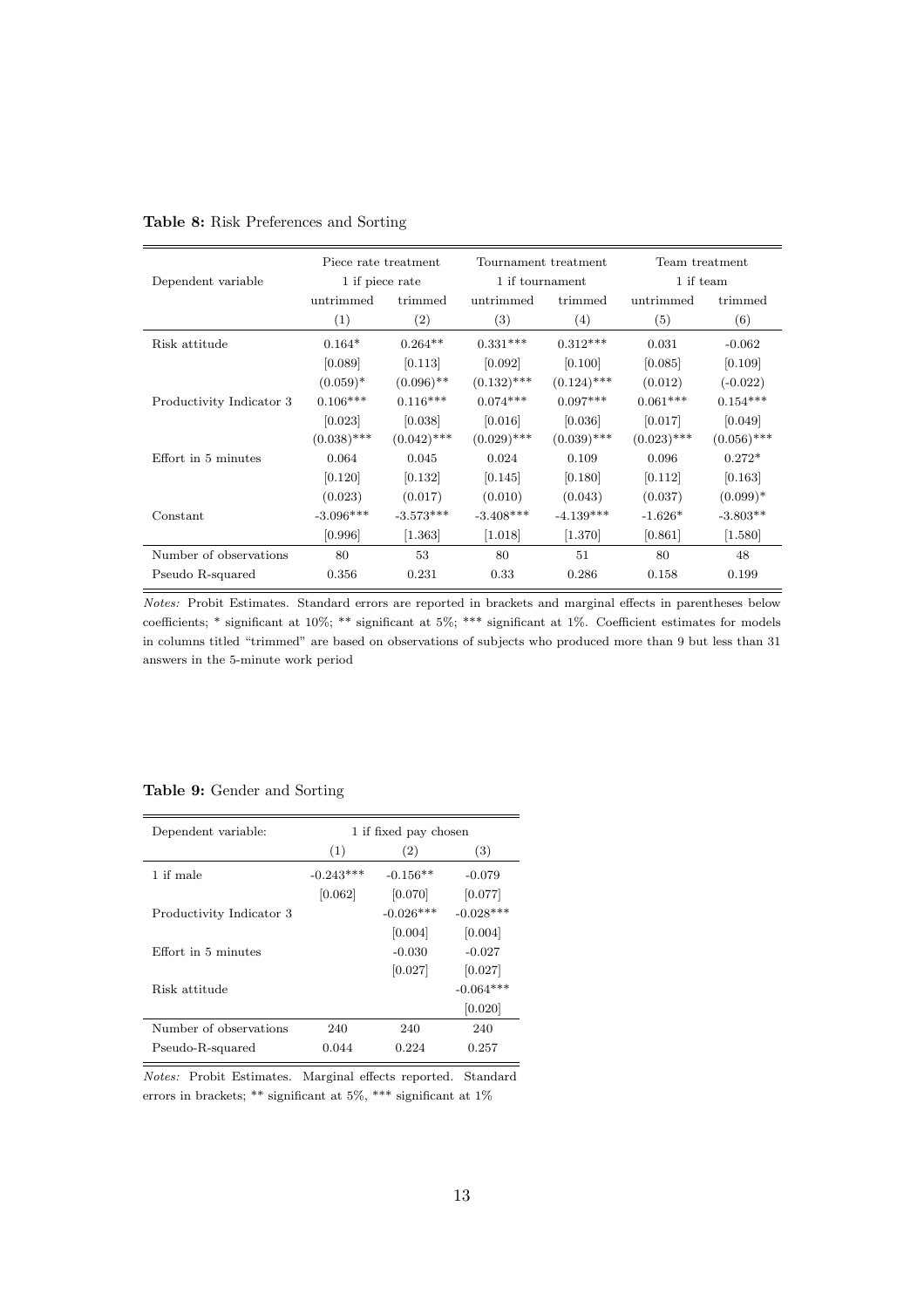**Table 8:** Risk Preferences and Sorting

| Dependent variable | Piece rate treatment | | Tournament treatment | | Team treatment | |
|---|---|---|---|---|---|---|
| | 1 if piece rate | | 1 if tournament | | 1 if team | |
| | untrimmed | trimmed | untrimmed | trimmed | untrimmed | trimmed |
| | (1) | (2) | (3) | (4) | (5) | (6) |
| Risk attitude | 0.164* | 0.264** | 0.331*** | 0.312*** | 0.031 | -0.062 |
| | [0.089] | [0.113] | [0.092] | [0.100] | [0.085] | [0.109] |
| | (0.059)* | (0.096)** | (0.132)*** | (0.124)*** | (0.012) | (-0.022) |
| Productivity Indicator 3 | 0.106*** | 0.116*** | 0.074*** | 0.097*** | 0.061*** | 0.154*** |
| | [0.023] | [0.038] | [0.016] | [0.036] | [0.017] | [0.049] |
| | (0.038)*** | (0.042)*** | (0.029)*** | (0.039)*** | (0.023)*** | (0.056)*** |
| Effort in 5 minutes | 0.064 | 0.045 | 0.024 | 0.109 | 0.096 | 0.272* |
| | [0.120] | [0.132] | [0.145] | [0.180] | [0.112] | [0.163] |
| | (0.023) | (0.017) | (0.010) | (0.043) | (0.037) | (0.099)* |
| Constant | -3.096*** | -3.573*** | -3.408*** | -4.139*** | -1.626* | -3.803** |
| | [0.996] | [1.363] | [1.018] | [1.370] | [0.861] | [1.580] |
| Number of observations | 80 | 53 | 80 | 51 | 80 | 48 |
| Pseudo R-squared | 0.356 | 0.231 | 0.33 | 0.286 | 0.158 | 0.199 |

*Notes:* Probit Estimates. Standard errors are reported in brackets and marginal effects in parentheses below coefficients; * significant at 10%; ** significant at 5%; *** significant at 1%. Coefficient estimates for models in columns titled "trimmed" are based on observations of subjects who produced more than 9 but less than 31 answers in the 5-minute work period

**Table 9:** Gender and Sorting

| Dependent variable: | 1 if fixed pay chosen | | |
|---|---|---|---|
| | (1) | (2) | (3) |
| 1 if male | -0.243*** | -0.156** | -0.079 |
| | [0.062] | [0.070] | [0.077] |
| Productivity Indicator 3 | | -0.026*** | -0.028*** |
| | | [0.004] | [0.004] |
| Effort in 5 minutes | | -0.030 | -0.027 |
| | | [0.027] | [0.027] |
| Risk attitude | | | -0.064*** |
| | | | [0.020] |
| Number of observations | 240 | 240 | 240 |
| Pseudo-R-squared | 0.044 | 0.224 | 0.257 |

*Notes:* Probit Estimates. Marginal effects reported. Standard errors in brackets; ** significant at 5%, *** significant at 1%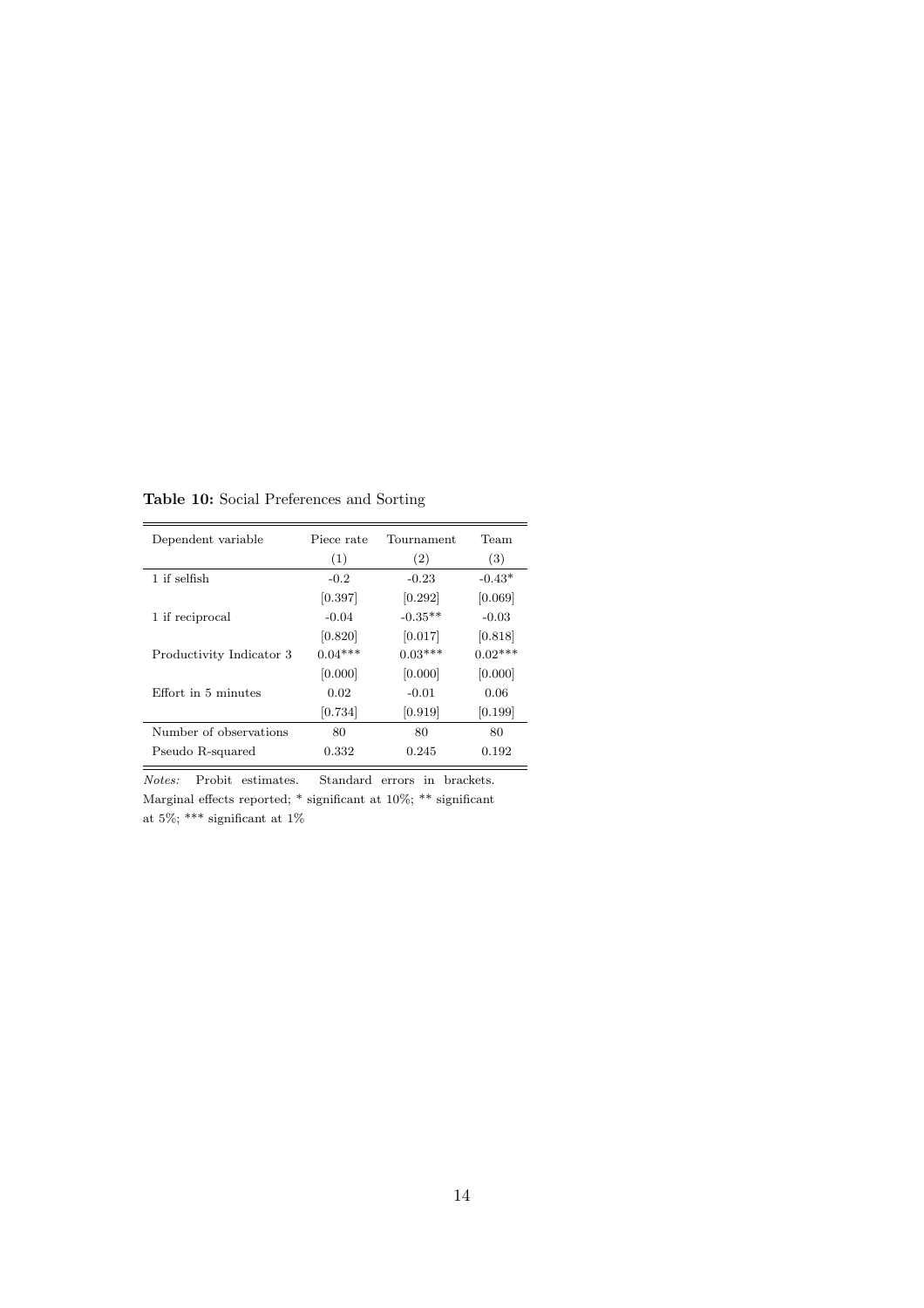**Table 10:** Social Preferences and Sorting

| Dependent variable | Piece rate | Tournament | Team |
|---|---|---|---|
| | (1) | (2) | (3) |
| 1 if selfish | -0.2 | -0.23 | -0.43* |
| | [0.397] | [0.292] | [0.069] |
| 1 if reciprocal | -0.04 | -0.35** | -0.03 |
| | [0.820] | [0.017] | [0.818] |
| Productivity Indicator 3 | 0.04*** | 0.03*** | 0.02*** |
| | [0.000] | [0.000] | [0.000] |
| Effort in 5 minutes | 0.02 | -0.01 | 0.06 |
| | [0.734] | [0.919] | [0.199] |
| Number of observations | 80 | 80 | 80 |
| Pseudo R-squared | 0.332 | 0.245 | 0.192 |

*Notes:* Probit estimates. Standard errors in brackets. Marginal effects reported; * significant at 10%; ** significant at 5%; *** significant at 1%